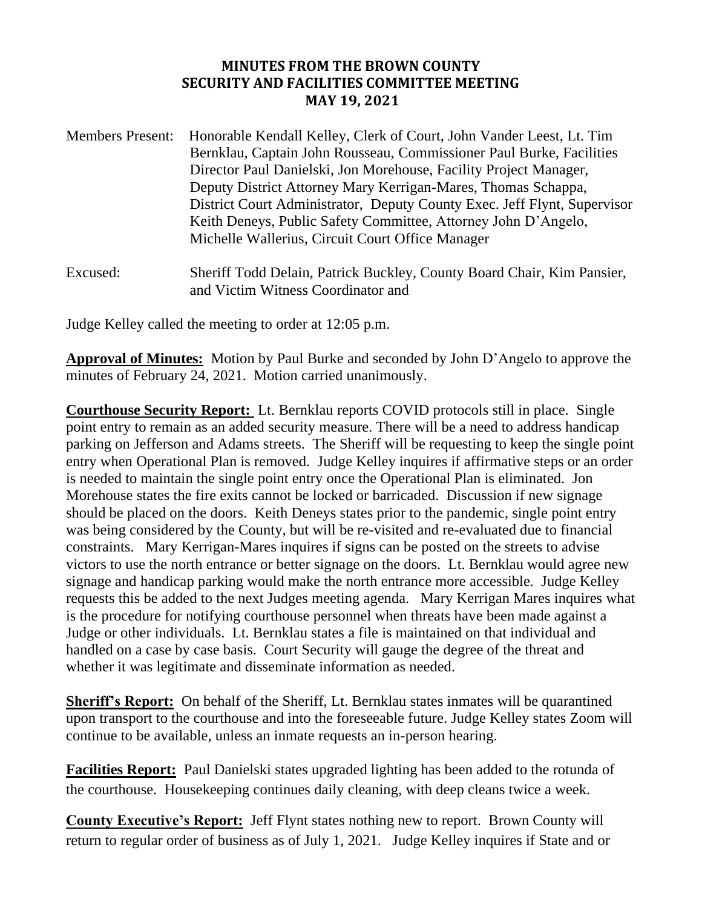# MINUTES FROM THE BROWN COUNTY SECURITY AND FACILITIES COMMITTEE MEETING MAY 19, 2021

Members Present: Honorable Kendall Kelley, Clerk of Court, John Vander Leest, Lt. Tim Bernklau, Captain John Rousseau, Commissioner Paul Burke, Facilities Director Paul Danielski, Jon Morehouse, Facility Project Manager, Deputy District Attorney Mary Kerrigan-Mares, Thomas Schappa, District Court Administrator, Deputy County Exec. Jeff Flynt, Supervisor Keith Deneys, Public Safety Committee, Attorney John D'Angelo, Michelle Wallerius, Circuit Court Office Manager

Excused: Sheriff Todd Delain, Patrick Buckley, County Board Chair, Kim Pansier, and Victim Witness Coordinator and

Judge Kelley called the meeting to order at 12:05 p.m.

**Approval of Minutes:** Motion by Paul Burke and seconded by John D'Angelo to approve the minutes of February 24, 2021. Motion carried unanimously.

**Courthouse Security Report:** Lt. Bernklau reports COVID protocols still in place. Single point entry to remain as an added security measure. There will be a need to address handicap parking on Jefferson and Adams streets. The Sheriff will be requesting to keep the single point entry when Operational Plan is removed. Judge Kelley inquires if affirmative steps or an order is needed to maintain the single point entry once the Operational Plan is eliminated. Jon Morehouse states the fire exits cannot be locked or barricaded. Discussion if new signage should be placed on the doors. Keith Deneys states prior to the pandemic, single point entry was being considered by the County, but will be re-visited and re-evaluated due to financial constraints. Mary Kerrigan-Mares inquires if signs can be posted on the streets to advise victors to use the north entrance or better signage on the doors. Lt. Bernklau would agree new signage and handicap parking would make the north entrance more accessible. Judge Kelley requests this be added to the next Judges meeting agenda. Mary Kerrigan Mares inquires what is the procedure for notifying courthouse personnel when threats have been made against a Judge or other individuals. Lt. Bernklau states a file is maintained on that individual and handled on a case by case basis. Court Security will gauge the degree of the threat and whether it was legitimate and disseminate information as needed.

**Sheriff's Report:** On behalf of the Sheriff, Lt. Bernklau states inmates will be quarantined upon transport to the courthouse and into the foreseeable future. Judge Kelley states Zoom will continue to be available, unless an inmate requests an in-person hearing.

**Facilities Report:** Paul Danielski states upgraded lighting has been added to the rotunda of the courthouse. Housekeeping continues daily cleaning, with deep cleans twice a week.

**County Executive's Report:** Jeff Flynt states nothing new to report. Brown County will return to regular order of business as of July 1, 2021. Judge Kelley inquires if State and or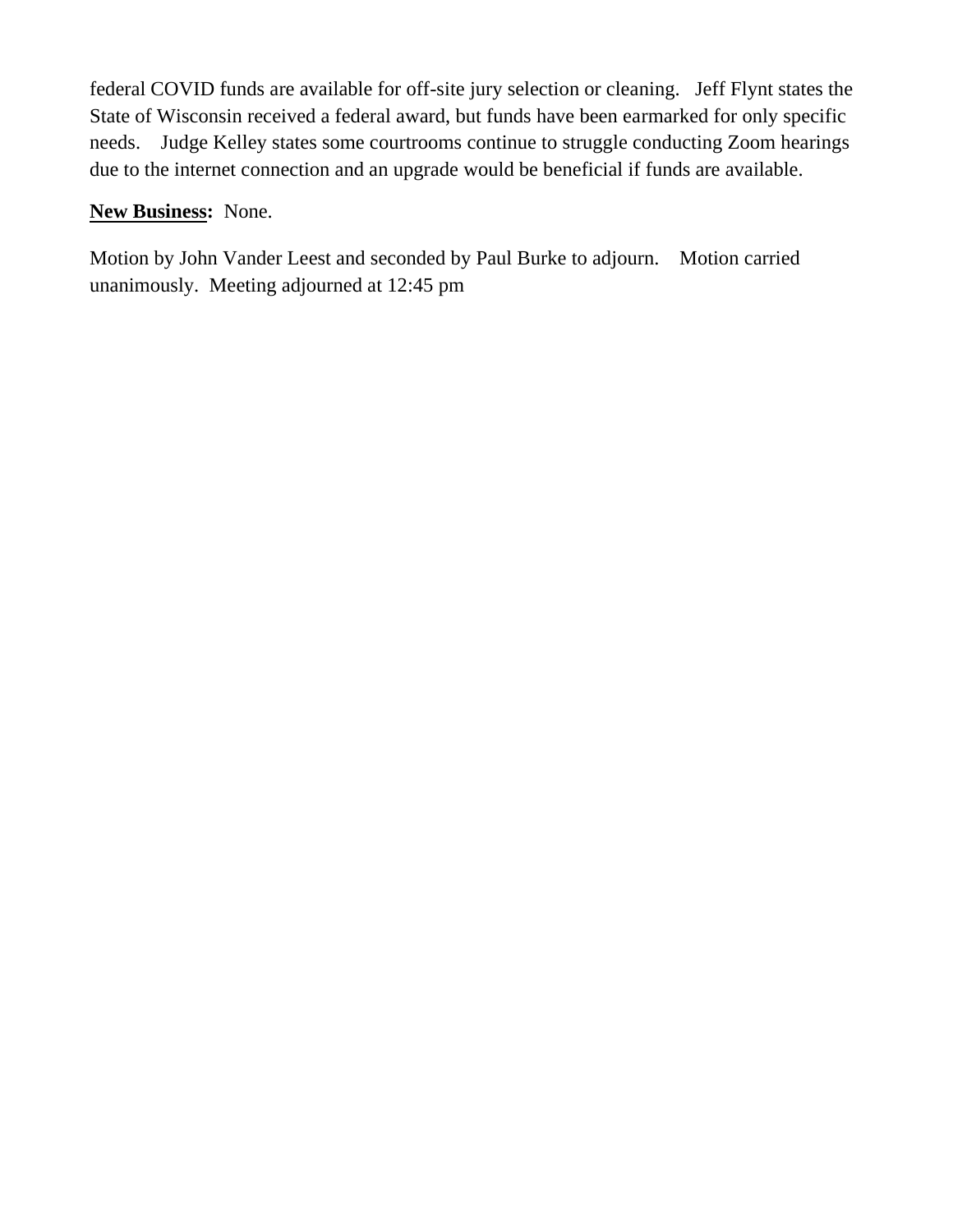federal COVID funds are available for off-site jury selection or cleaning. Jeff Flynt states the State of Wisconsin received a federal award, but funds have been earmarked for only specific needs. Judge Kelley states some courtrooms continue to struggle conducting Zoom hearings due to the internet connection and an upgrade would be beneficial if funds are available.

**New Business:** None.

Motion by John Vander Leest and seconded by Paul Burke to adjourn. Motion carried unanimously. Meeting adjourned at 12:45 pm